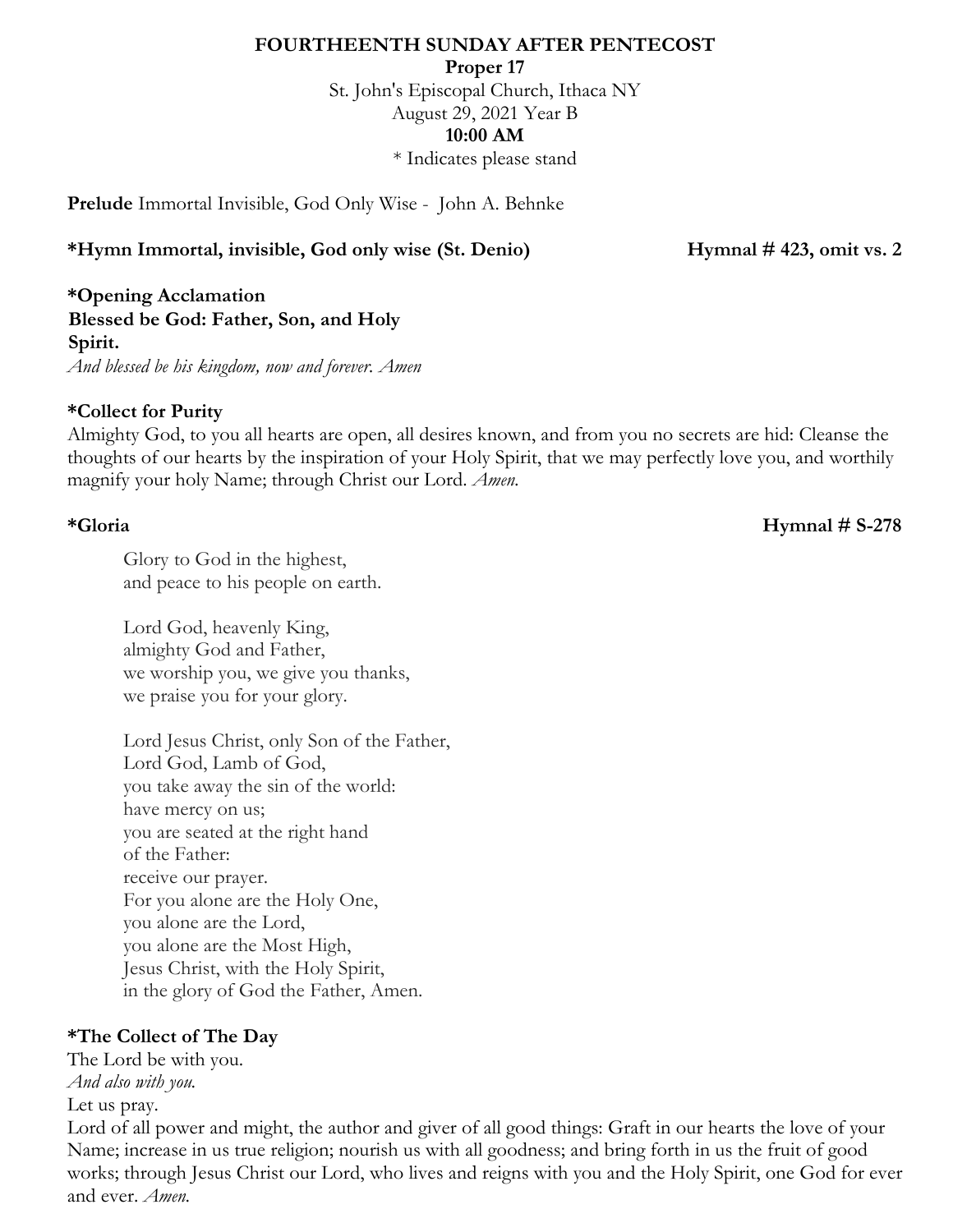**FOURTHEENTH SUNDAY AFTER PENTECOST**

**Proper 17**

St. John's Episcopal Church, Ithaca NY

August 29, 2021 Year B

**10:00 AM**

* Indicates please stand

**Prelude** Immortal Invisible, God Only Wise - John A. Behnke

**\*Hymn Immortal, invisible, God only wise (St. Denio)** **Hymnal # 423, omit vs. 2**

**\*Opening Acclamation**

**Blessed be God: Father, Son, and Holy Spirit.**

*And blessed be his kingdom, now and forever. Amen*

**\*Collect for Purity**

Almighty God, to you all hearts are open, all desires known, and from you no secrets are hid: Cleanse the thoughts of our hearts by the inspiration of your Holy Spirit, that we may perfectly love you, and worthily magnify your holy Name; through Christ our Lord. *Amen.*

**\*Gloria** **Hymnal # S-278**

Glory to God in the highest,
and peace to his people on earth.

Lord God, heavenly King,
almighty God and Father,
we worship you, we give you thanks,
we praise you for your glory.

Lord Jesus Christ, only Son of the Father,
Lord God, Lamb of God,
you take away the sin of the world:
have mercy on us;
you are seated at the right hand
of the Father:
receive our prayer.
For you alone are the Holy One,
you alone are the Lord,
you alone are the Most High,
Jesus Christ, with the Holy Spirit,
in the glory of God the Father, Amen.

**\*The Collect of The Day**

The Lord be with you.

*And also with you.*

Let us pray.

Lord of all power and might, the author and giver of all good things: Graft in our hearts the love of your Name; increase in us true religion; nourish us with all goodness; and bring forth in us the fruit of good works; through Jesus Christ our Lord, who lives and reigns with you and the Holy Spirit, one God for ever and ever. *Amen.*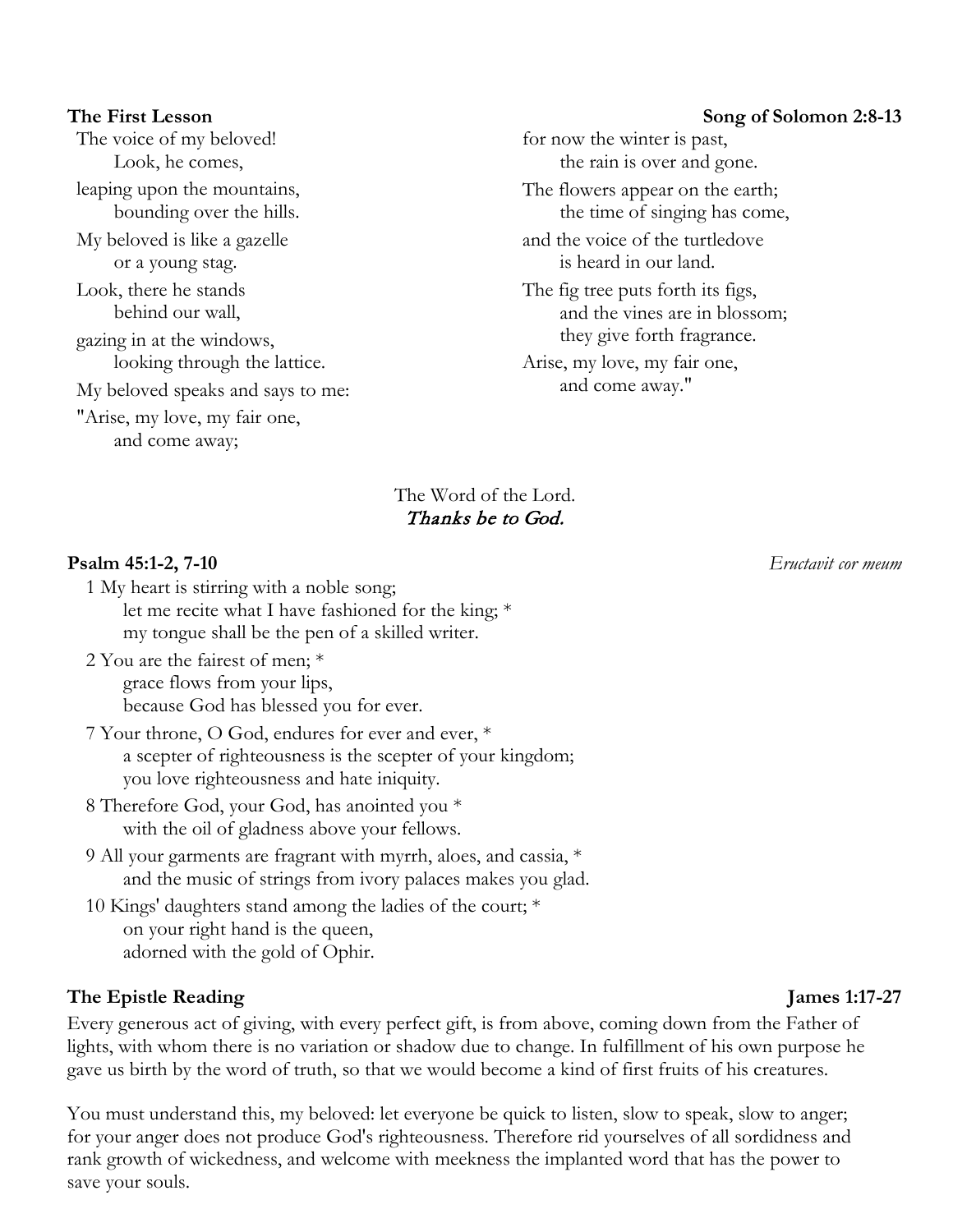**The First Lesson** **Song of Solomon 2:8-13**

The voice of my beloved!
  Look, he comes,
leaping upon the mountains,
  bounding over the hills.
My beloved is like a gazelle
  or a young stag.
Look, there he stands
  behind our wall,
gazing in at the windows,
  looking through the lattice.
My beloved speaks and says to me:
"Arise, my love, my fair one,
  and come away;
for now the winter is past,
  the rain is over and gone.
The flowers appear on the earth;
  the time of singing has come,
and the voice of the turtledove
  is heard in our land.
The fig tree puts forth its figs,
  and the vines are in blossom;
  they give forth fragrance.
Arise, my love, my fair one,
  and come away."

The Word of the Lord.
*Thanks be to God.*

**Psalm 45:1-2, 7-10** *Eructavit cor meum*

1 My heart is stirring with a noble song;
  let me recite what I have fashioned for the king; *
  my tongue shall be the pen of a skilled writer.

2 You are the fairest of men; *
  grace flows from your lips,
  because God has blessed you for ever.

7 Your throne, O God, endures for ever and ever, *
  a scepter of righteousness is the scepter of your kingdom;
  you love righteousness and hate iniquity.

8 Therefore God, your God, has anointed you *
  with the oil of gladness above your fellows.

9 All your garments are fragrant with myrrh, aloes, and cassia, *
  and the music of strings from ivory palaces makes you glad.

10 Kings' daughters stand among the ladies of the court; *
  on your right hand is the queen,
  adorned with the gold of Ophir.

**The Epistle Reading** **James 1:17-27**

Every generous act of giving, with every perfect gift, is from above, coming down from the Father of lights, with whom there is no variation or shadow due to change. In fulfillment of his own purpose he gave us birth by the word of truth, so that we would become a kind of first fruits of his creatures.

You must understand this, my beloved: let everyone be quick to listen, slow to speak, slow to anger; for your anger does not produce God's righteousness. Therefore rid yourselves of all sordidness and rank growth of wickedness, and welcome with meekness the implanted word that has the power to save your souls.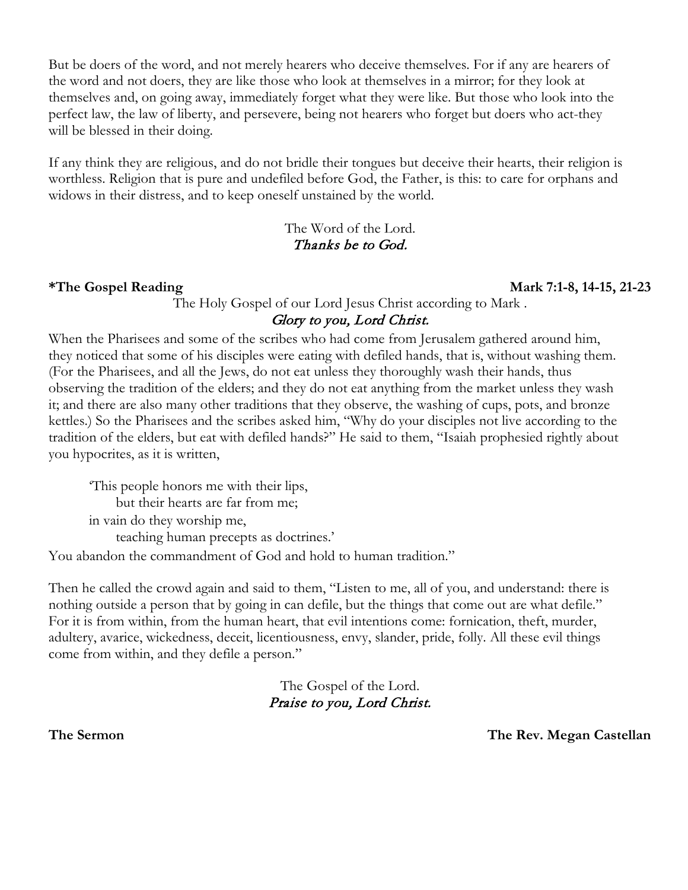But be doers of the word, and not merely hearers who deceive themselves. For if any are hearers of the word and not doers, they are like those who look at themselves in a mirror; for they look at themselves and, on going away, immediately forget what they were like. But those who look into the perfect law, the law of liberty, and persevere, being not hearers who forget but doers who act-they will be blessed in their doing.

If any think they are religious, and do not bridle their tongues but deceive their hearts, their religion is worthless. Religion that is pure and undefiled before God, the Father, is this: to care for orphans and widows in their distress, and to keep oneself unstained by the world.

The Word of the Lord.
*Thanks be to God.*

**\*The Gospel Reading** **Mark 7:1-8, 14-15, 21-23**

The Holy Gospel of our Lord Jesus Christ according to Mark .
*Glory to you, Lord Christ.*

When the Pharisees and some of the scribes who had come from Jerusalem gathered around him, they noticed that some of his disciples were eating with defiled hands, that is, without washing them. (For the Pharisees, and all the Jews, do not eat unless they thoroughly wash their hands, thus observing the tradition of the elders; and they do not eat anything from the market unless they wash it; and there are also many other traditions that they observe, the washing of cups, pots, and bronze kettles.) So the Pharisees and the scribes asked him, "Why do your disciples not live according to the tradition of the elders, but eat with defiled hands?" He said to them, "Isaiah prophesied rightly about you hypocrites, as it is written,

> 'This people honors me with their lips,
> but their hearts are far from me;
> in vain do they worship me,
> teaching human precepts as doctrines.'

You abandon the commandment of God and hold to human tradition."

Then he called the crowd again and said to them, "Listen to me, all of you, and understand: there is nothing outside a person that by going in can defile, but the things that come out are what defile." For it is from within, from the human heart, that evil intentions come: fornication, theft, murder, adultery, avarice, wickedness, deceit, licentiousness, envy, slander, pride, folly. All these evil things come from within, and they defile a person."

The Gospel of the Lord.
*Praise to you, Lord Christ.*

**The Sermon** **The Rev. Megan Castellan**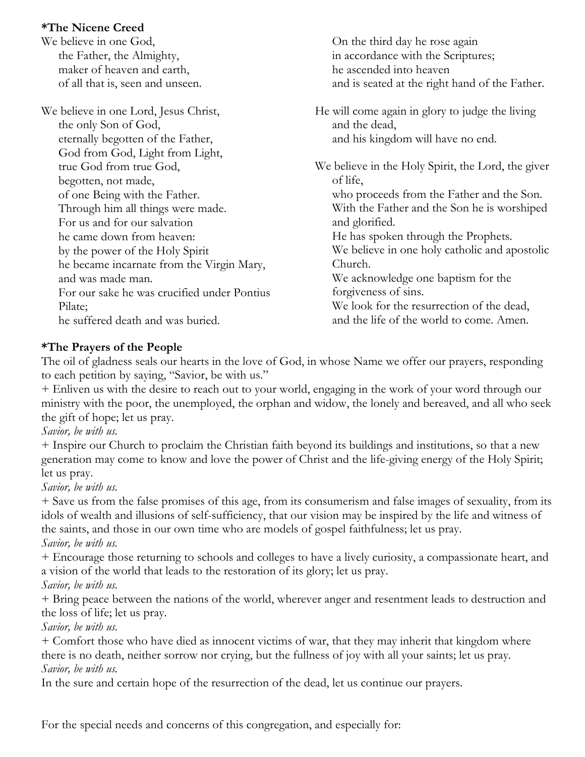**\*The Nicene Creed**

We believe in one God,
the Father, the Almighty,
maker of heaven and earth,
of all that is, seen and unseen.

We believe in one Lord, Jesus Christ,
the only Son of God,
eternally begotten of the Father,
God from God, Light from Light,
true God from true God,
begotten, not made,
of one Being with the Father.
Through him all things were made.
For us and for our salvation
he came down from heaven:
by the power of the Holy Spirit
he became incarnate from the Virgin Mary,
and was made man.
For our sake he was crucified under Pontius Pilate;
he suffered death and was buried.
On the third day he rose again
in accordance with the Scriptures;
he ascended into heaven
and is seated at the right hand of the Father.

He will come again in glory to judge the living and the dead,
and his kingdom will have no end.

We believe in the Holy Spirit, the Lord, the giver of life,
who proceeds from the Father and the Son.
With the Father and the Son he is worshiped and glorified.
He has spoken through the Prophets.
We believe in one holy catholic and apostolic Church.
We acknowledge one baptism for the forgiveness of sins.
We look for the resurrection of the dead,
and the life of the world to come. Amen.

**\*The Prayers of the People**

The oil of gladness seals our hearts in the love of God, in whose Name we offer our prayers, responding to each petition by saying, "Savior, be with us."

+ Enliven us with the desire to reach out to your world, engaging in the work of your word through our ministry with the poor, the unemployed, the orphan and widow, the lonely and bereaved, and all who seek the gift of hope; let us pray.
*Savior, be with us.*

+ Inspire our Church to proclaim the Christian faith beyond its buildings and institutions, so that a new generation may come to know and love the power of Christ and the life-giving energy of the Holy Spirit; let us pray.
*Savior, be with us.*

+ Save us from the false promises of this age, from its consumerism and false images of sexuality, from its idols of wealth and illusions of self-sufficiency, that our vision may be inspired by the life and witness of the saints, and those in our own time who are models of gospel faithfulness; let us pray.
*Savior, be with us.*

+ Encourage those returning to schools and colleges to have a lively curiosity, a compassionate heart, and a vision of the world that leads to the restoration of its glory; let us pray.
*Savior, be with us.*

+ Bring peace between the nations of the world, wherever anger and resentment leads to destruction and the loss of life; let us pray.
*Savior, be with us.*

+ Comfort those who have died as innocent victims of war, that they may inherit that kingdom where there is no death, neither sorrow nor crying, but the fullness of joy with all your saints; let us pray.
*Savior, be with us.*

In the sure and certain hope of the resurrection of the dead, let us continue our prayers.

For the special needs and concerns of this congregation, and especially for: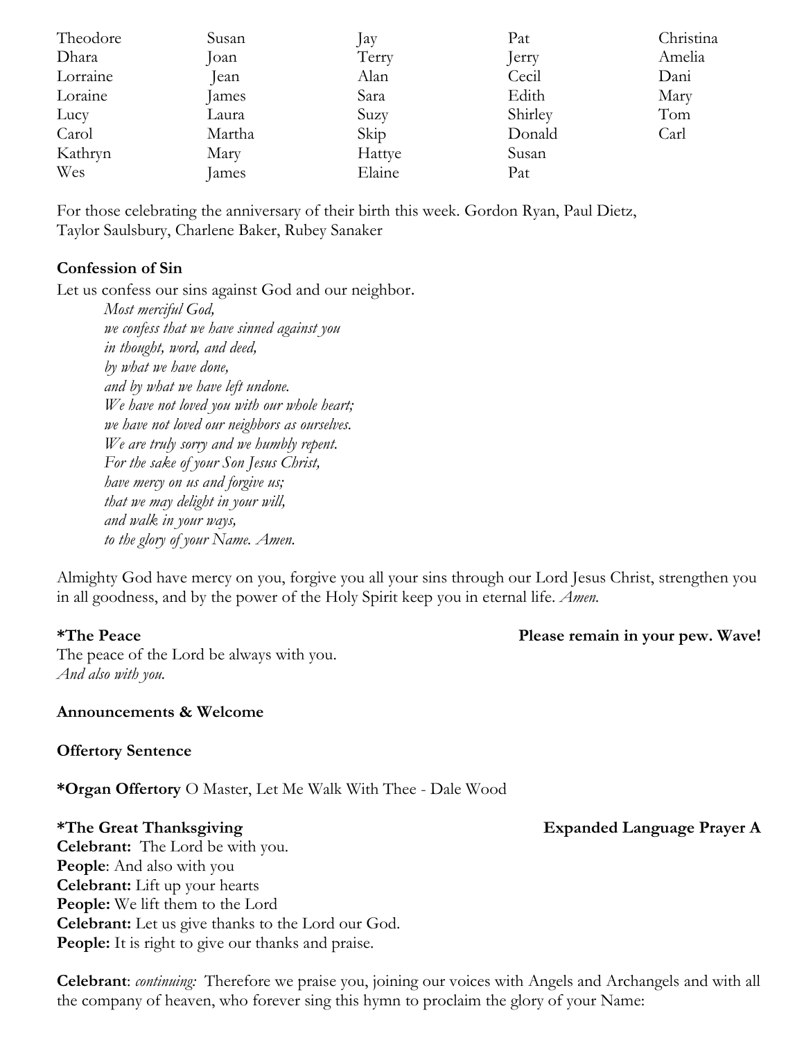| | | | | |
|---|---|---|---|---|
| Theodore | Susan | Jay | Pat | Christina |
| Dhara | Joan | Terry | Jerry | Amelia |
| Lorraine | Jean | Alan | Cecil | Dani |
| Loraine | James | Sara | Edith | Mary |
| Lucy | Laura | Suzy | Shirley | Tom |
| Carol | Martha | Skip | Donald | Carl |
| Kathryn | Mary | Hattye | Susan | |
| Wes | James | Elaine | Pat | |

For those celebrating the anniversary of their birth this week. Gordon Ryan, Paul Dietz, Taylor Saulsbury, Charlene Baker, Rubey Sanaker

**Confession of Sin**

Let us confess our sins against God and our neighbor.

*Most merciful God,*
*we confess that we have sinned against you*
*in thought, word, and deed,*
*by what we have done,*
*and by what we have left undone.*
*We have not loved you with our whole heart;*
*we have not loved our neighbors as ourselves.*
*We are truly sorry and we humbly repent.*
*For the sake of your Son Jesus Christ,*
*have mercy on us and forgive us;*
*that we may delight in your will,*
*and walk in your ways,*
*to the glory of your Name. Amen.*

Almighty God have mercy on you, forgive you all your sins through our Lord Jesus Christ, strengthen you in all goodness, and by the power of the Holy Spirit keep you in eternal life. *Amen.*

**\*The Peace** **Please remain in your pew. Wave!**

The peace of the Lord be always with you.
*And also with you.*

**Announcements & Welcome**

**Offertory Sentence**

**\*Organ Offertory** O Master, Let Me Walk With Thee - Dale Wood

**\*The Great Thanksgiving** **Expanded Language Prayer A**

**Celebrant:** The Lord be with you.
**People**: And also with you
**Celebrant:** Lift up your hearts
**People:** We lift them to the Lord
**Celebrant:** Let us give thanks to the Lord our God.
**People:** It is right to give our thanks and praise.

**Celebrant**: *continuing:* Therefore we praise you, joining our voices with Angels and Archangels and with all the company of heaven, who forever sing this hymn to proclaim the glory of your Name: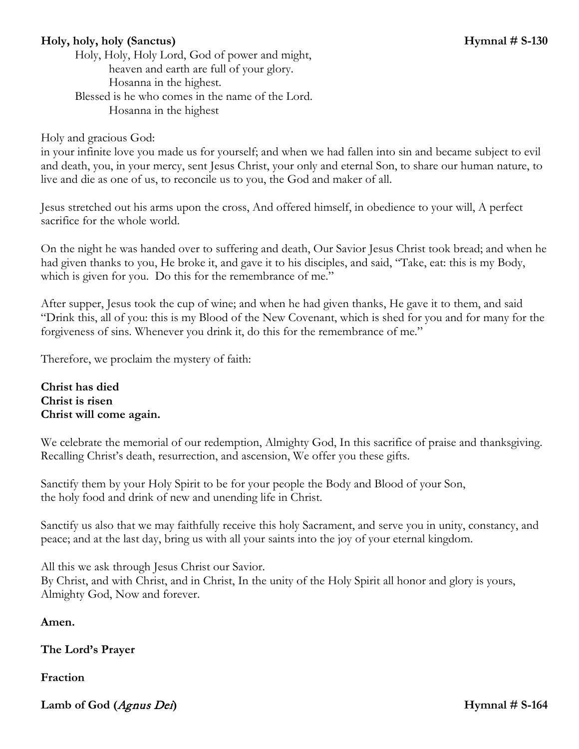**Holy, holy, holy (Sanctus)** **Hymnal # S-130**

Holy, Holy, Holy Lord, God of power and might,
heaven and earth are full of your glory.
Hosanna in the highest.
Blessed is he who comes in the name of the Lord.
Hosanna in the highest

Holy and gracious God:
in your infinite love you made us for yourself; and when we had fallen into sin and became subject to evil and death, you, in your mercy, sent Jesus Christ, your only and eternal Son, to share our human nature, to live and die as one of us, to reconcile us to you, the God and maker of all.

Jesus stretched out his arms upon the cross, And offered himself, in obedience to your will, A perfect sacrifice for the whole world.

On the night he was handed over to suffering and death, Our Savior Jesus Christ took bread; and when he had given thanks to you, He broke it, and gave it to his disciples, and said, "Take, eat: this is my Body, which is given for you. Do this for the remembrance of me."

After supper, Jesus took the cup of wine; and when he had given thanks, He gave it to them, and said "Drink this, all of you: this is my Blood of the New Covenant, which is shed for you and for many for the forgiveness of sins. Whenever you drink it, do this for the remembrance of me."

Therefore, we proclaim the mystery of faith:

**Christ has died**
**Christ is risen**
**Christ will come again.**

We celebrate the memorial of our redemption, Almighty God, In this sacrifice of praise and thanksgiving. Recalling Christ's death, resurrection, and ascension, We offer you these gifts.

Sanctify them by your Holy Spirit to be for your people the Body and Blood of your Son,
the holy food and drink of new and unending life in Christ.

Sanctify us also that we may faithfully receive this holy Sacrament, and serve you in unity, constancy, and peace; and at the last day, bring us with all your saints into the joy of your eternal kingdom.

All this we ask through Jesus Christ our Savior.
By Christ, and with Christ, and in Christ, In the unity of the Holy Spirit all honor and glory is yours, Almighty God, Now and forever.

**Amen.**

**The Lord's Prayer**

**Fraction**

**Lamb of God (*Agnus Dei*)** **Hymnal # S-164**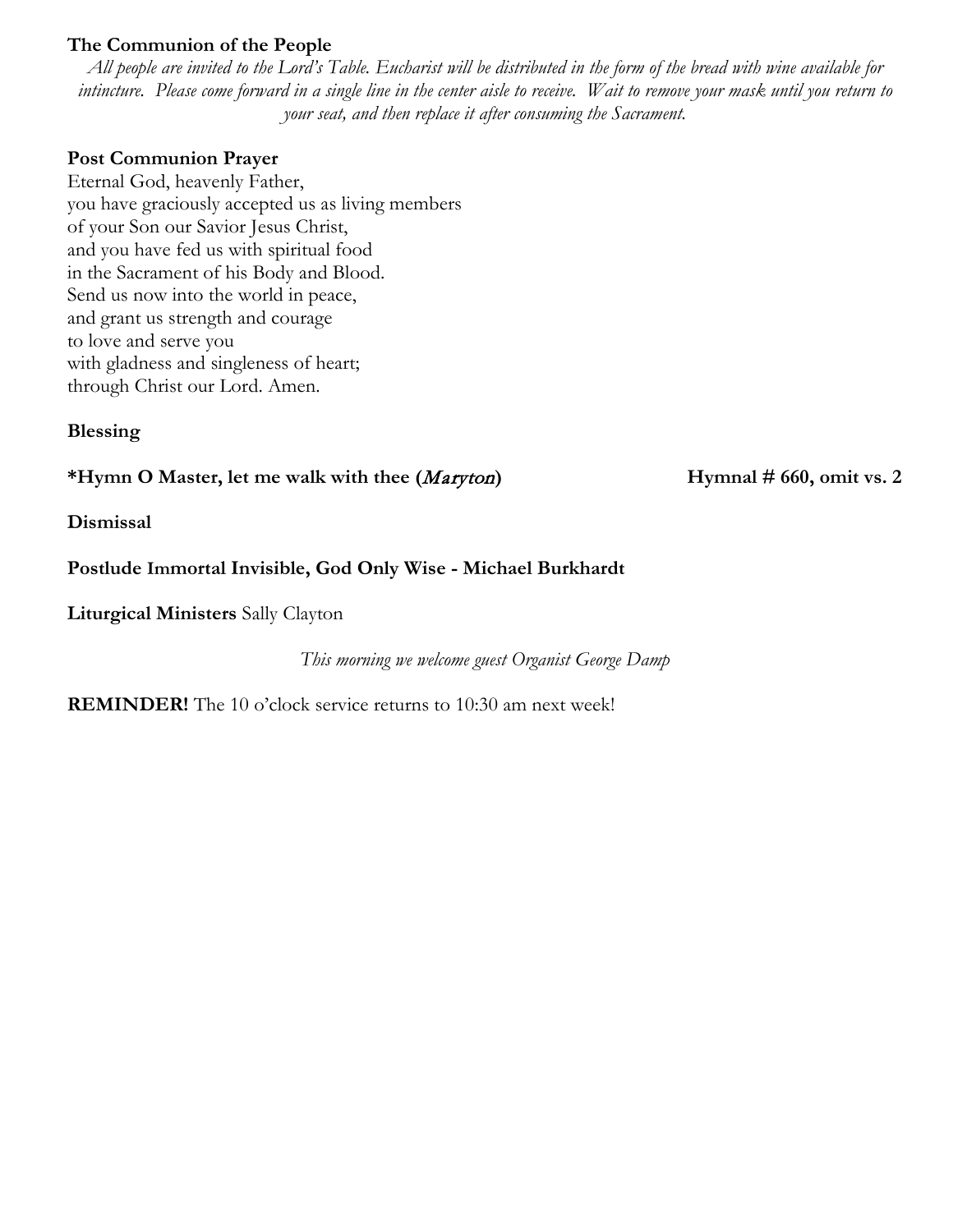**The Communion of the People**

*All people are invited to the Lord's Table. Eucharist will be distributed in the form of the bread with wine available for intincture. Please come forward in a single line in the center aisle to receive. Wait to remove your mask until you return to your seat, and then replace it after consuming the Sacrament.*

**Post Communion Prayer**

Eternal God, heavenly Father,
you have graciously accepted us as living members
of your Son our Savior Jesus Christ,
and you have fed us with spiritual food
in the Sacrament of his Body and Blood.
Send us now into the world in peace,
and grant us strength and courage
to love and serve you
with gladness and singleness of heart;
through Christ our Lord. Amen.

**Blessing**

**\*Hymn O Master, let me walk with thee (*Maryton*)** **Hymnal # 660, omit vs. 2**

**Dismissal**

**Postlude Immortal Invisible, God Only Wise - Michael Burkhardt**

**Liturgical Ministers** Sally Clayton

*This morning we welcome guest Organist George Damp*

**REMINDER!** The 10 o'clock service returns to 10:30 am next week!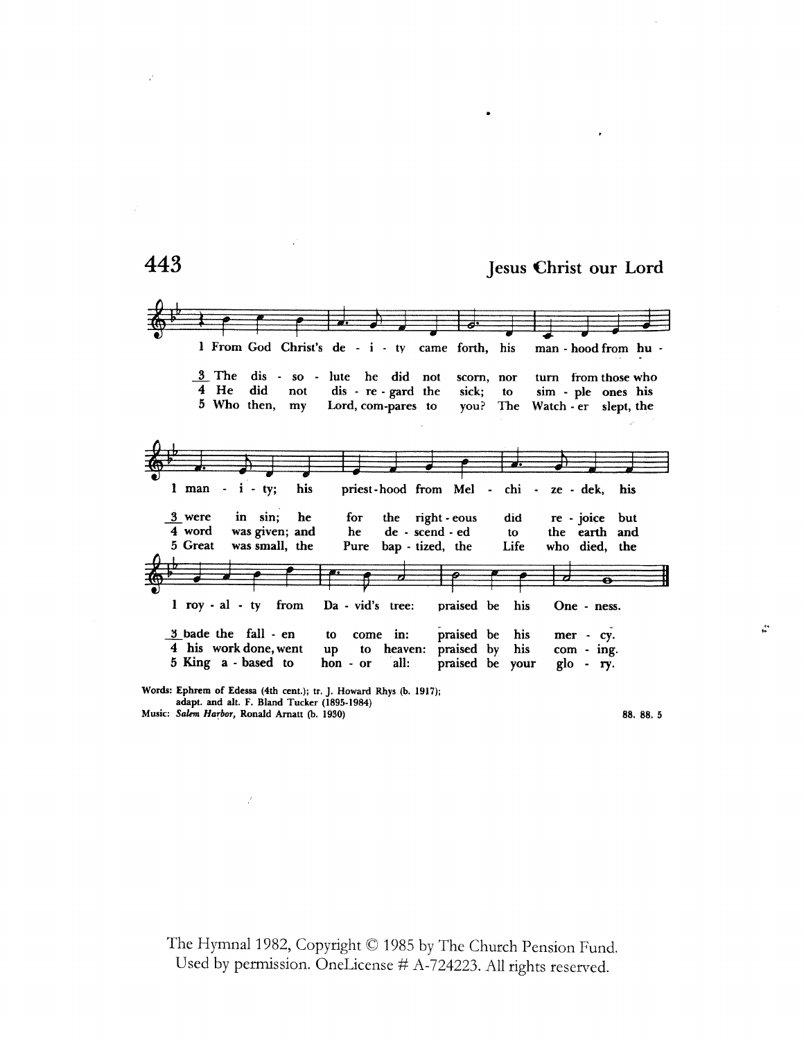# 443

**Jesus Christ our Lord**

1 From God Christ's de - i - ty came forth, his man - hood from hu -
3 The dis - so - lute he did not scorn, nor turn from those who
4 He did not dis - re - gard the sick; to sim - ple ones his
5 Who then, my Lord, com-pares to you? The Watch - er slept, the

1 man - i - ty; his priest-hood from Mel - chi - ze - dek, his
3 were in sin; he for the right - eous did re - joice but
4 word was given; and he de - scend - ed to the earth and
5 Great was small, the Pure bap - tized, the Life who died, the

1 roy - al - ty from Da - vid's tree: praised be his One - ness.
3 bade the fall - en to come in: praised be his mer - cy.
4 his work done, went up to heaven: praised by his com - ing.
5 King a - based to hon - or all: praised be your glo - ry.

Words: Ephrem of Edessa (4th cent.); tr. J. Howard Rhys (b. 1917); adapt. and alt. F. Bland Tucker (1895-1984)
Music: *Salem Harbor*, Ronald Arnatt (b. 1930)

88. 88. 5

The Hymnal 1982, Copyright © 1985 by The Church Pension Fund.
Used by permission. OneLicense # A-724223. All rights reserved.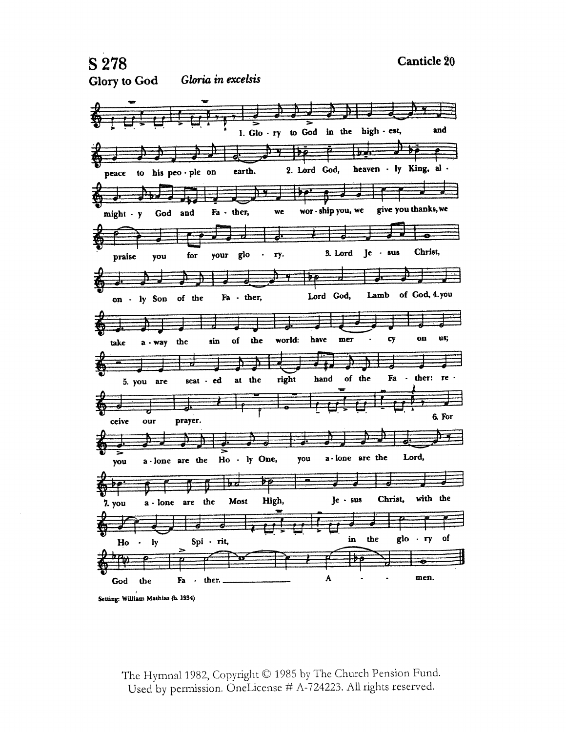# S 278

**Canticle 20**

**Glory to God** *Gloria in excelsis*

1. Glo - ry to God in the high - est, and peace to his peo - ple on earth.

2. Lord God, heaven - ly King, al - might - y God and Fa - ther, we wor - ship you, we give you thanks, we praise you for your glo - ry.

3. Lord Je - sus Christ, on - ly Son of the Fa - ther, Lord God, Lamb of God,

4. you take a - way the sin of the world: have mer - cy on us;

5. you are seat - ed at the right hand of the Fa - ther: re - ceive our prayer.

6. For you a - lone are the Ho - ly One, you a - lone are the Lord,

7. you a - lone are the Most High, Je - sus Christ, with the Ho - ly Spi - rit, in the glo - ry of God the Fa - ther. A - - men.

Setting: William Mathias (b. 1934)

The Hymnal 1982, Copyright © 1985 by The Church Pension Fund.
Used by permission. OneLicense # A-724223. All rights reserved.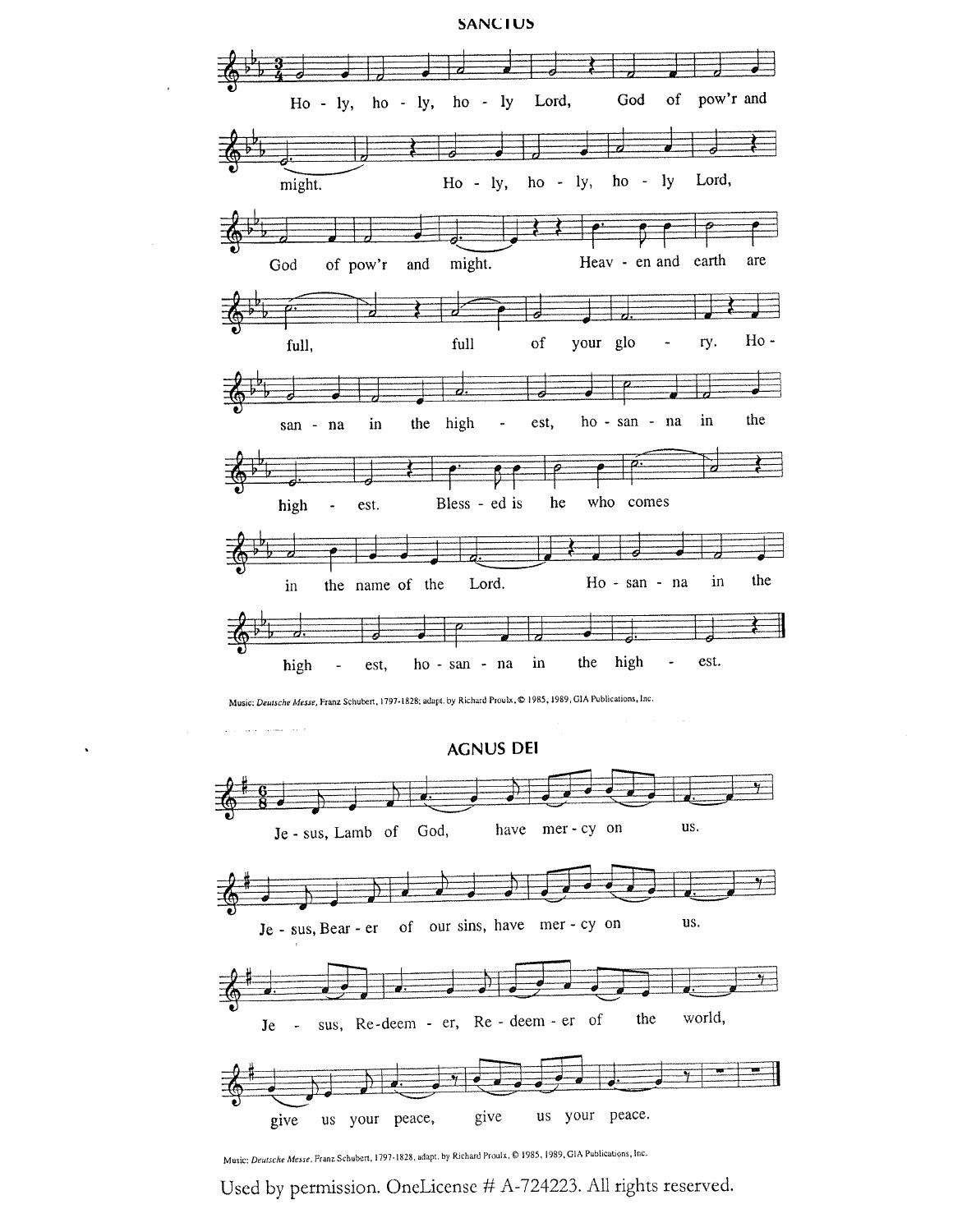## SANCTUS

Ho - ly, ho - ly, ho - ly Lord, God of pow'r and might. Ho - ly, ho - ly, ho - ly Lord, God of pow'r and might. Heav - en and earth are full, full of your glo - ry. Ho - san - na in the high - est, ho - san - na in the high - est. Bless - ed is he who comes in the name of the Lord. Ho - san - na in the high - est, ho - san - na in the high - est.

Music: *Deutsche Messe*, Franz Schubert, 1797-1828; adapt. by Richard Proulx, © 1985, 1989, GIA Publications, Inc.

## AGNUS DEI

Je - sus, Lamb of God, have mer - cy on us.

Je - sus, Bear - er of our sins, have mer - cy on us.

Je - sus, Re-deem - er, Re - deem - er of the world,

give us your peace, give us your peace.

Music: *Deutsche Messe*, Franz Schubert, 1797-1828, adapt. by Richard Proulx, © 1985, 1989, GIA Publications, Inc.

Used by permission. OneLicense # A-724223. All rights reserved.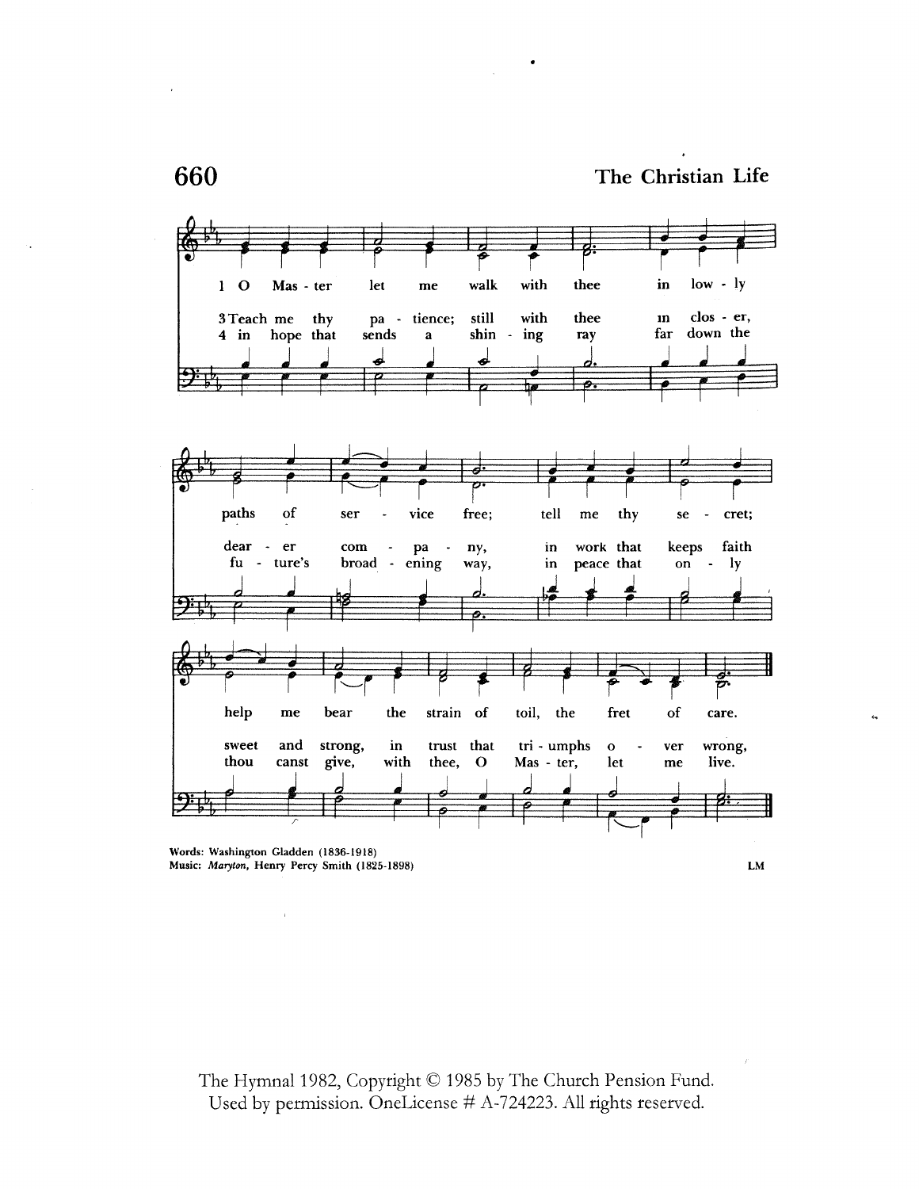# 660

## The Christian Life

1 O Master, let me walk with thee in lowly paths of service free; tell me thy secret; help me bear the strain of toil, the fret of care.

3 Teach me thy patience; still with thee in closer, dearer company, in work that keeps faith sweet and strong, in trust that triumphs over wrong,

4 in hope that sends a shining ray far down the future's broadening way, in peace that only thou canst give, with thee, O Master, let me live.

Words: Washington Gladden (1836-1918)
Music: *Maryton*, Henry Percy Smith (1825-1898)

LM

The Hymnal 1982, Copyright © 1985 by The Church Pension Fund. Used by permission. OneLicense # A-724223. All rights reserved.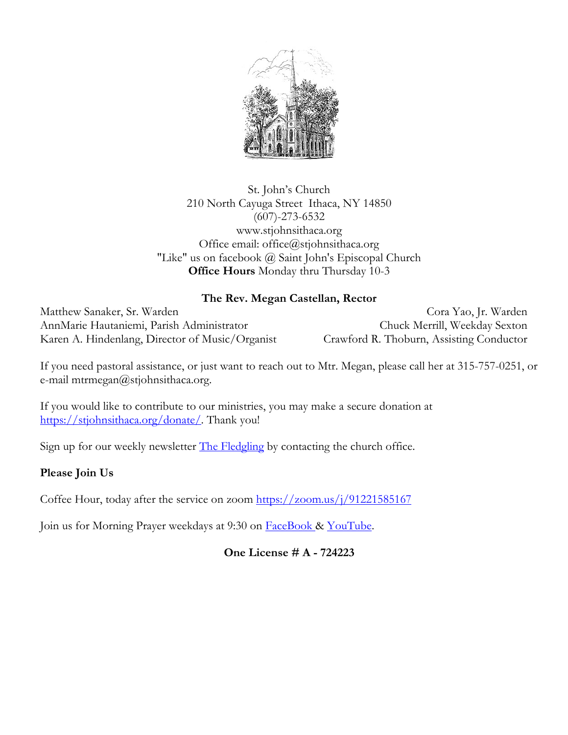St. John's Church
210 North Cayuga Street Ithaca, NY 14850
(607)-273-6532
www.stjohnsithaca.org
Office email: office@stjohnsithaca.org
"Like" us on facebook @ Saint John's Episcopal Church
**Office Hours** Monday thru Thursday 10-3

**The Rev. Megan Castellan, Rector**

Matthew Sanaker, Sr. Warden
Cora Yao, Jr. Warden
AnnMarie Hautaniemi, Parish Administrator
Chuck Merrill, Weekday Sexton
Karen A. Hindenlang, Director of Music/Organist
Crawford R. Thoburn, Assisting Conductor

If you need pastoral assistance, or just want to reach out to Mtr. Megan, please call her at 315-757-0251, or e-mail mtrmegan@stjohnsithaca.org.

If you would like to contribute to our ministries, you may make a secure donation at https://stjohnsithaca.org/donate/. Thank you!

Sign up for our weekly newsletter The Fledgling by contacting the church office.

**Please Join Us**

Coffee Hour, today after the service on zoom https://zoom.us/j/91221585167

Join us for Morning Prayer weekdays at 9:30 on FaceBook & YouTube.

**One License # A - 724223**